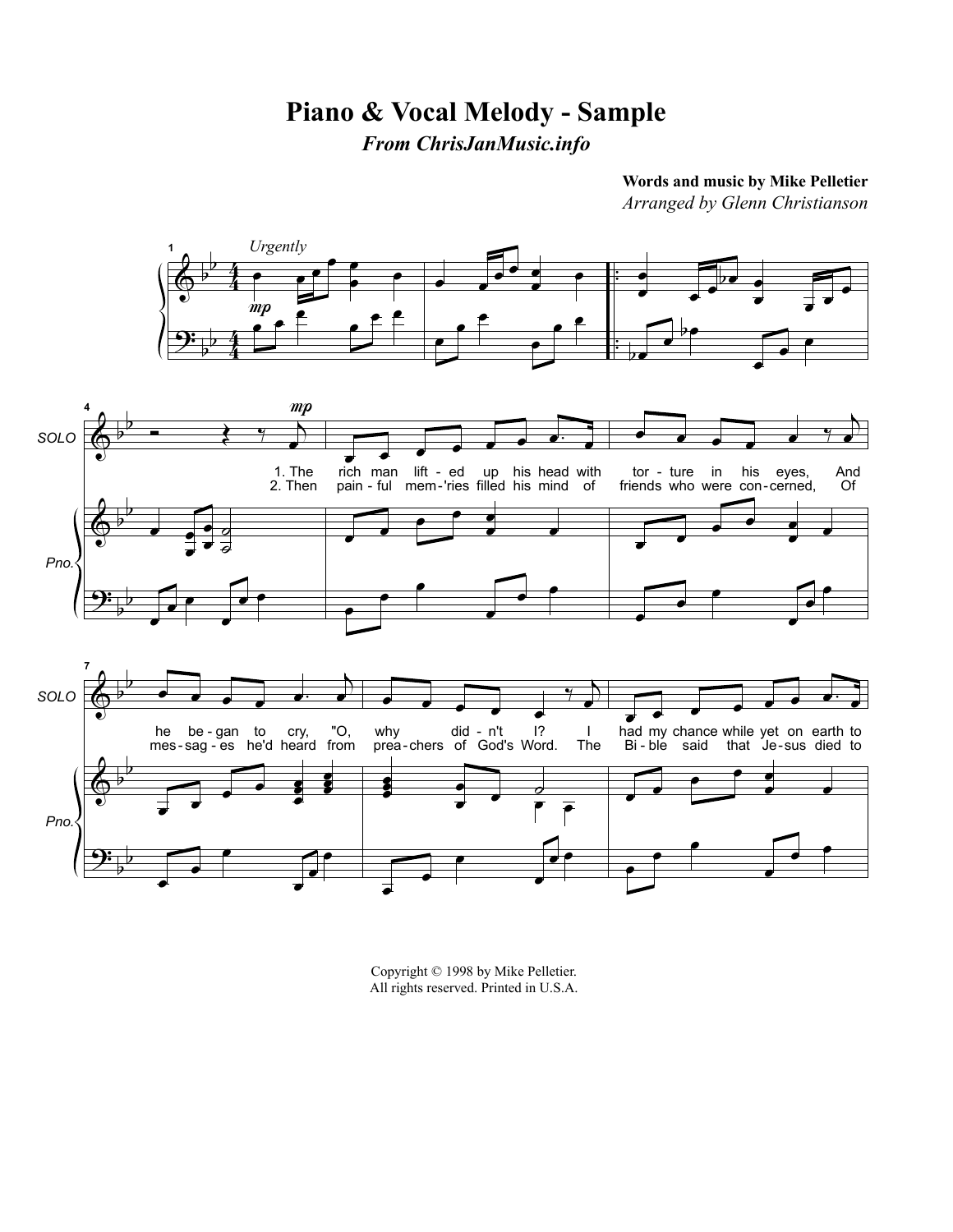# Piano & Vocal Melody - Sample

***From ChrisJanMusic.info***

**Words and music by Mike Pelletier**

*Arranged by Glenn Christianson*

Copyright © 1998 by Mike Pelletier.
All rights reserved. Printed in U.S.A.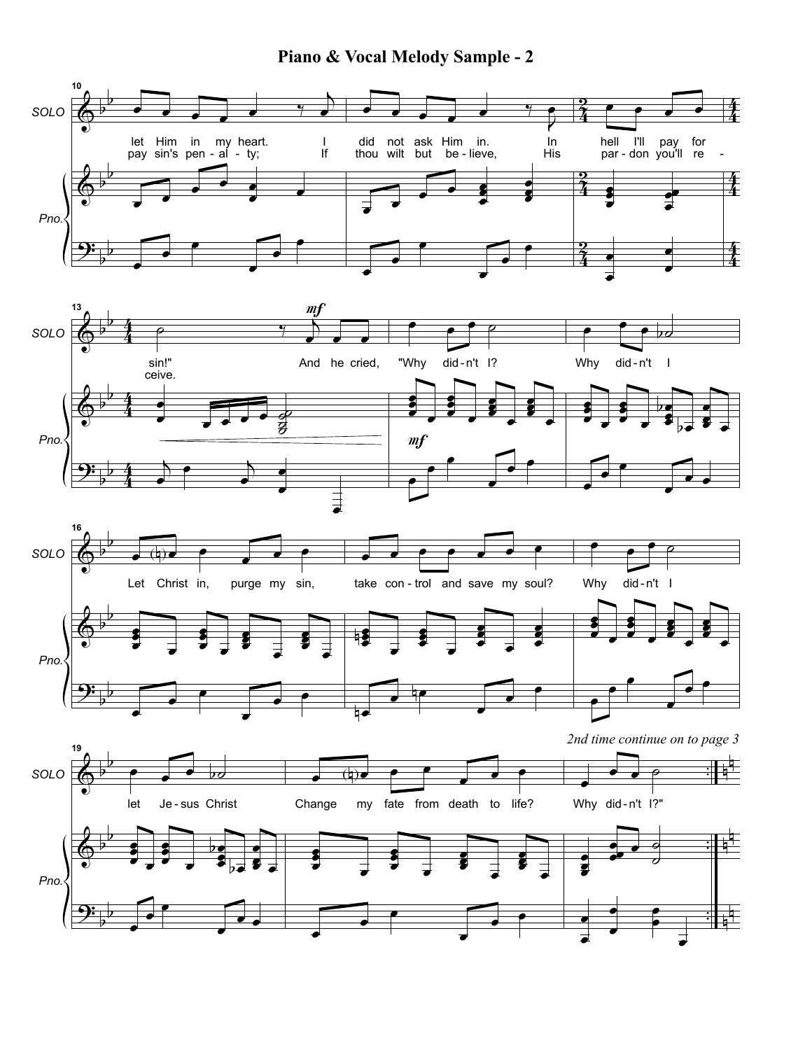# Piano & Vocal Melody Sample - 2

SOLO

let Him in my heart. I did not ask Him in. In hell I'll pay for sin!" And he cried, "Why did-n't I? Why did-n't I

pay sin's pen - al - ty; If thou wilt but be - lieve, His par - don you'll re - ceive.

Pno.

Let Christ in, purge my sin, take con - trol and save my soul? Why did-n't I

let Je - sus Christ Change my fate from death to life? Why did-n't I?"

*2nd time continue on to page 3*